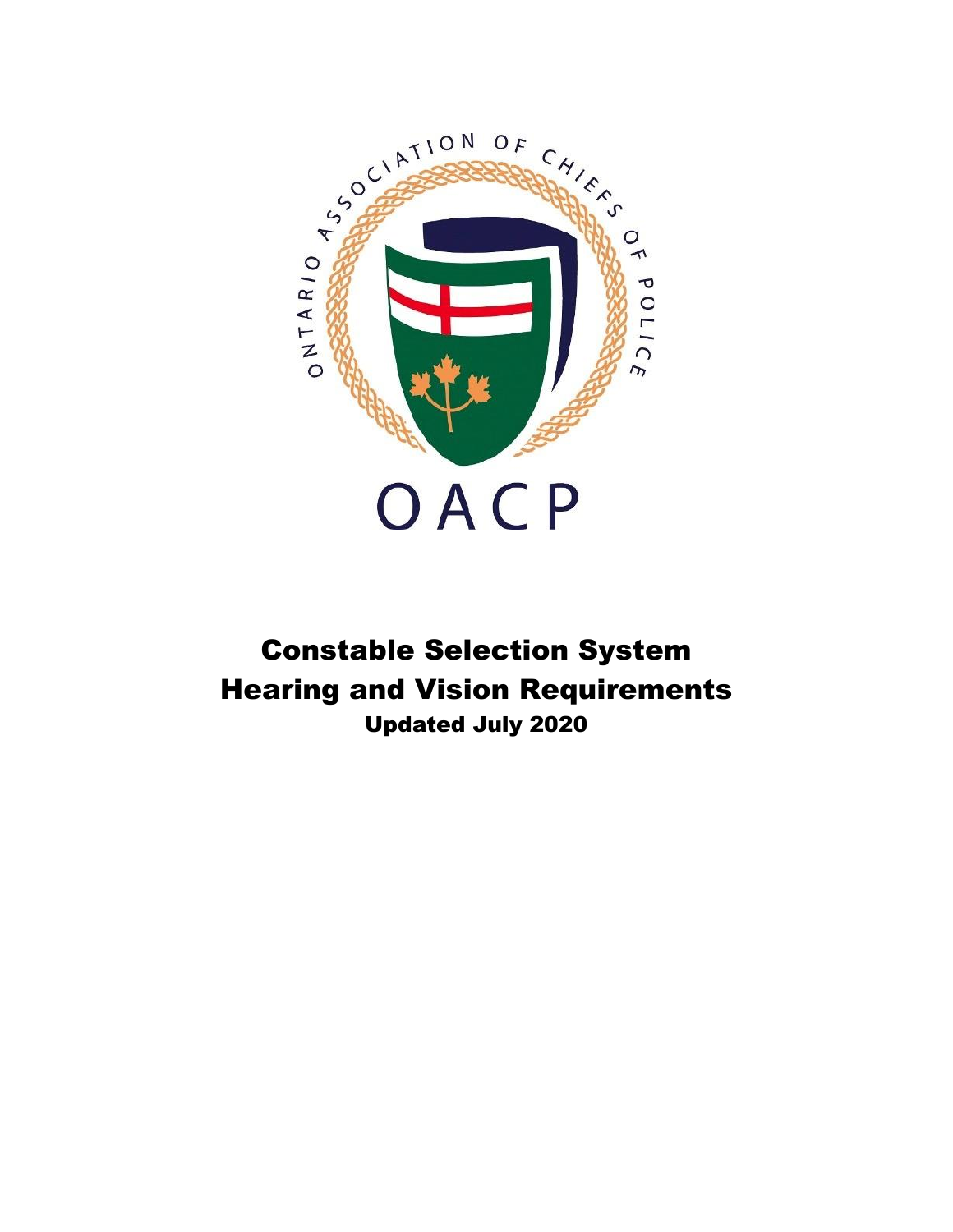ONTARIO ASSOCIATION OF CHIEFS OF POLICE

OACP

# Constable Selection System
# Hearing and Vision Requirements

**Updated July 2020**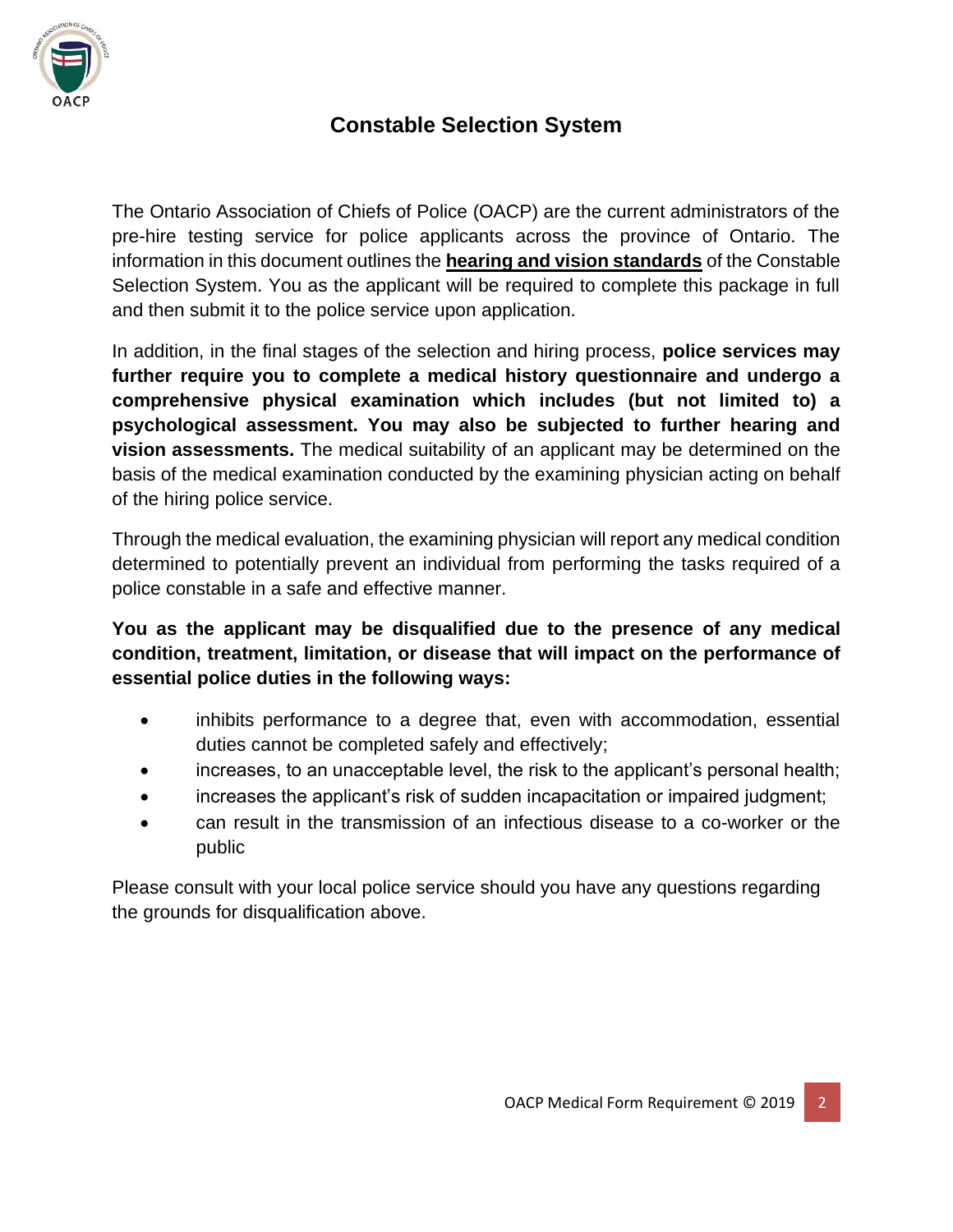# Constable Selection System

The Ontario Association of Chiefs of Police (OACP) are the current administrators of the pre-hire testing service for police applicants across the province of Ontario. The information in this document outlines the **hearing and vision standards** of the Constable Selection System. You as the applicant will be required to complete this package in full and then submit it to the police service upon application.

In addition, in the final stages of the selection and hiring process, **police services may further require you to complete a medical history questionnaire and undergo a comprehensive physical examination which includes (but not limited to) a psychological assessment. You may also be subjected to further hearing and vision assessments.** The medical suitability of an applicant may be determined on the basis of the medical examination conducted by the examining physician acting on behalf of the hiring police service.

Through the medical evaluation, the examining physician will report any medical condition determined to potentially prevent an individual from performing the tasks required of a police constable in a safe and effective manner.

**You as the applicant may be disqualified due to the presence of any medical condition, treatment, limitation, or disease that will impact on the performance of essential police duties in the following ways:**

- inhibits performance to a degree that, even with accommodation, essential duties cannot be completed safely and effectively;
- increases, to an unacceptable level, the risk to the applicant's personal health;
- increases the applicant's risk of sudden incapacitation or impaired judgment;
- can result in the transmission of an infectious disease to a co-worker or the public

Please consult with your local police service should you have any questions regarding the grounds for disqualification above.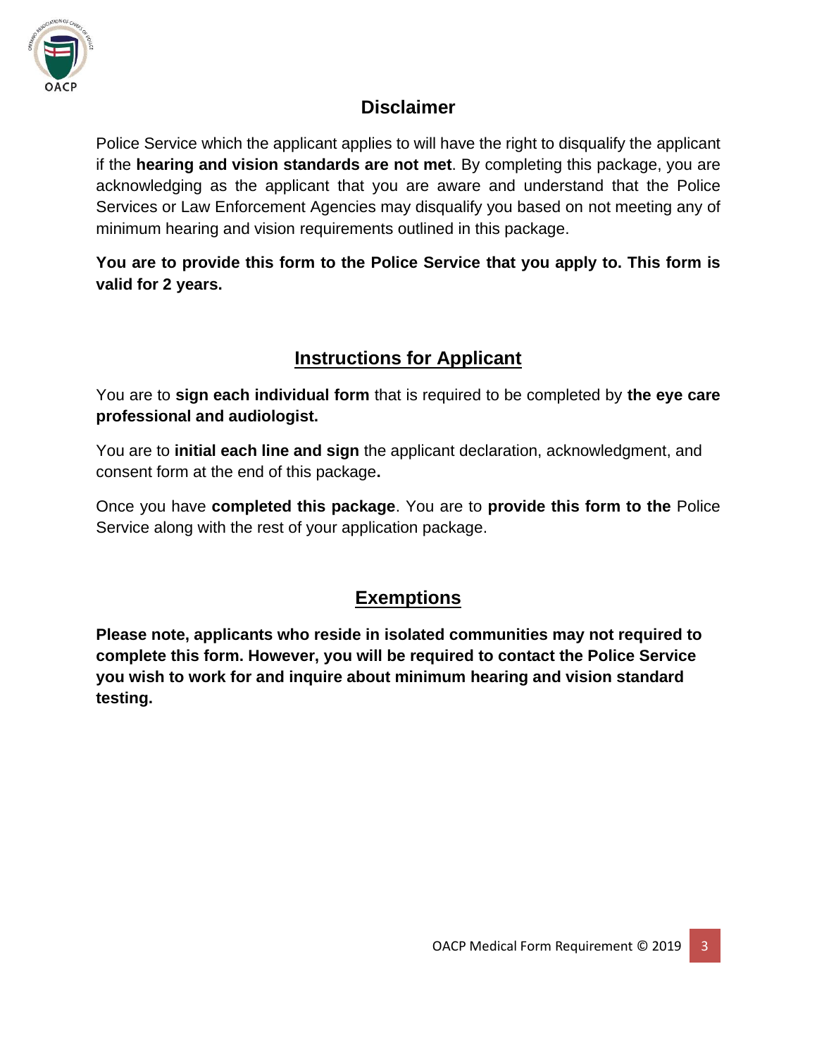## Disclaimer

Police Service which the applicant applies to will have the right to disqualify the applicant if the **hearing and vision standards are not met**. By completing this package, you are acknowledging as the applicant that you are aware and understand that the Police Services or Law Enforcement Agencies may disqualify you based on not meeting any of minimum hearing and vision requirements outlined in this package.

**You are to provide this form to the Police Service that you apply to. This form is valid for 2 years.**

## Instructions for Applicant

You are to **sign each individual form** that is required to be completed by **the eye care professional and audiologist.**

You are to **initial each line and sign** the applicant declaration, acknowledgment, and consent form at the end of this package**.**

Once you have **completed this package**. You are to **provide this form to the** Police Service along with the rest of your application package.

## Exemptions

**Please note, applicants who reside in isolated communities may not required to complete this form. However, you will be required to contact the Police Service you wish to work for and inquire about minimum hearing and vision standard testing.**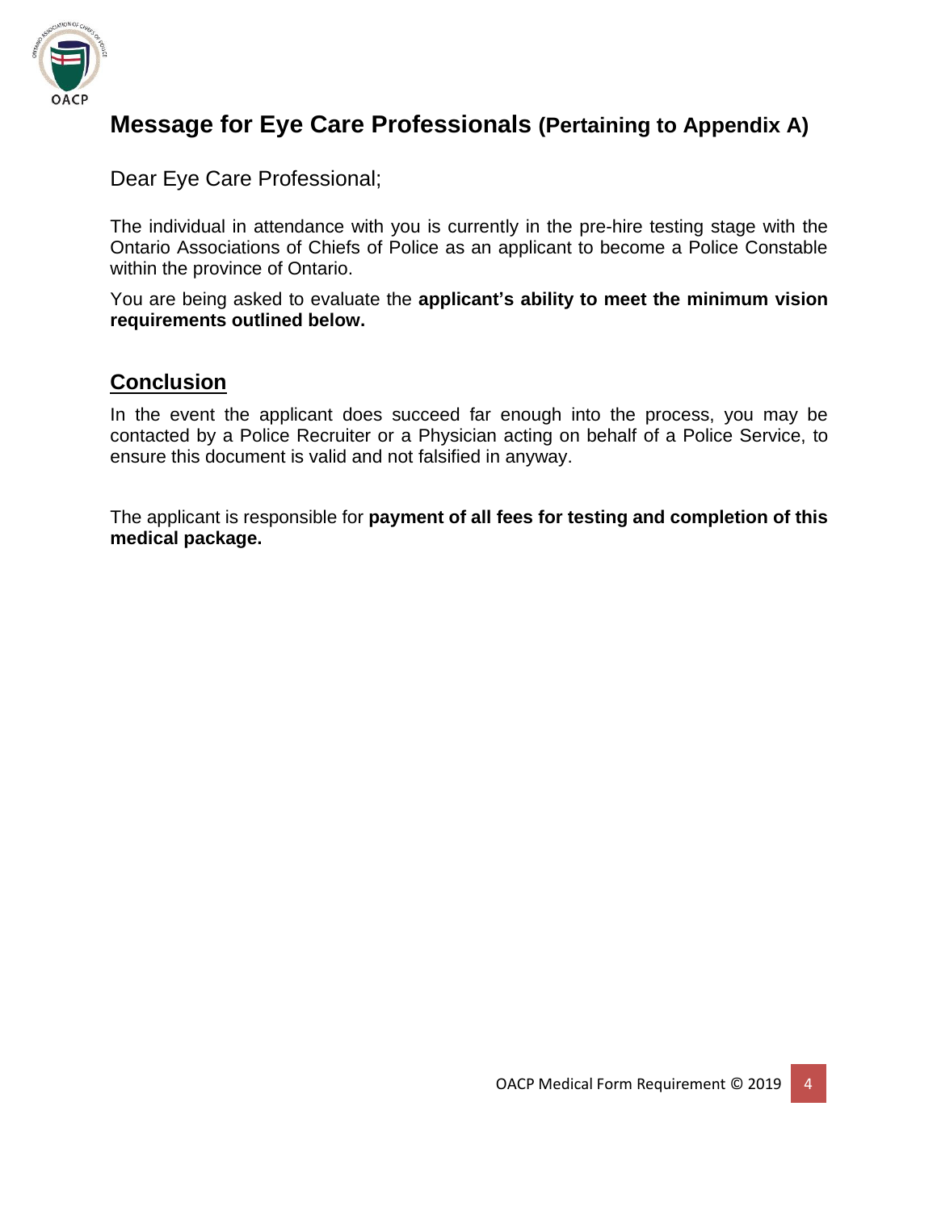# Message for Eye Care Professionals (Pertaining to Appendix A)

Dear Eye Care Professional;

The individual in attendance with you is currently in the pre-hire testing stage with the Ontario Associations of Chiefs of Police as an applicant to become a Police Constable within the province of Ontario.

You are being asked to evaluate the **applicant's ability to meet the minimum vision requirements outlined below.**

## Conclusion

In the event the applicant does succeed far enough into the process, you may be contacted by a Police Recruiter or a Physician acting on behalf of a Police Service, to ensure this document is valid and not falsified in anyway.

The applicant is responsible for **payment of all fees for testing and completion of this medical package.**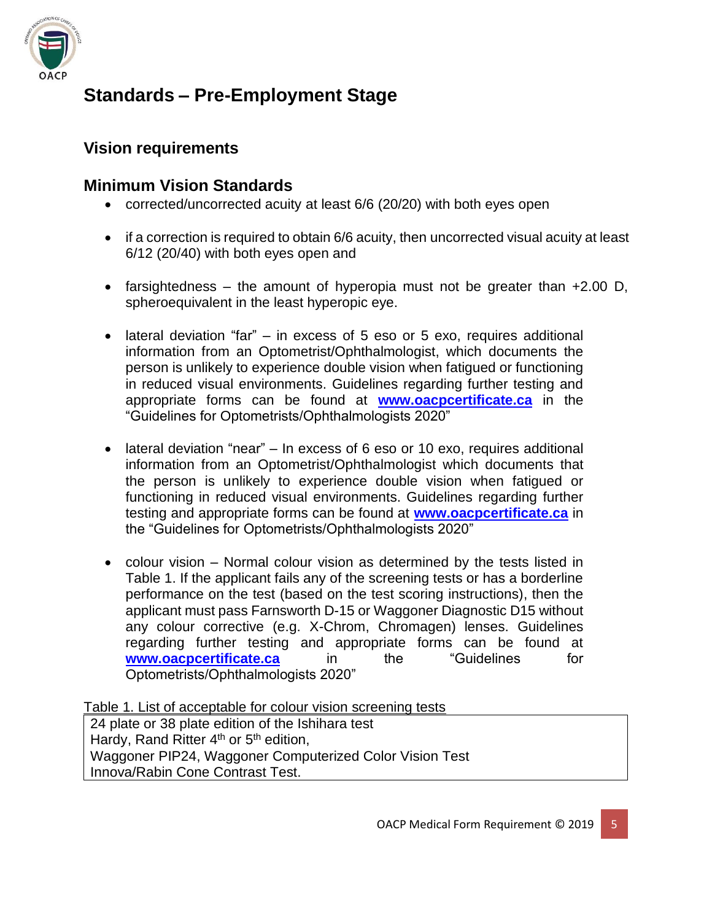# Standards – Pre-Employment Stage

## Vision requirements

## Minimum Vision Standards

- corrected/uncorrected acuity at least 6/6 (20/20) with both eyes open
- if a correction is required to obtain 6/6 acuity, then uncorrected visual acuity at least 6/12 (20/40) with both eyes open and
- farsightedness – the amount of hyperopia must not be greater than +2.00 D, spheroequivalent in the least hyperopic eye.
- lateral deviation "far" – in excess of 5 eso or 5 exo, requires additional information from an Optometrist/Ophthalmologist, which documents the person is unlikely to experience double vision when fatigued or functioning in reduced visual environments. Guidelines regarding further testing and appropriate forms can be found at **www.oacpcertificate.ca** in the "Guidelines for Optometrists/Ophthalmologists 2020"
- lateral deviation "near" – In excess of 6 eso or 10 exo, requires additional information from an Optometrist/Ophthalmologist which documents that the person is unlikely to experience double vision when fatigued or functioning in reduced visual environments. Guidelines regarding further testing and appropriate forms can be found at **www.oacpcertificate.ca** in the "Guidelines for Optometrists/Ophthalmologists 2020"
- colour vision – Normal colour vision as determined by the tests listed in Table 1. If the applicant fails any of the screening tests or has a borderline performance on the test (based on the test scoring instructions), then the applicant must pass Farnsworth D-15 or Waggoner Diagnostic D15 without any colour corrective (e.g. X-Chrom, Chromagen) lenses. Guidelines regarding further testing and appropriate forms can be found at **www.oacpcertificate.ca** in the "Guidelines for Optometrists/Ophthalmologists 2020"

Table 1. List of acceptable for colour vision screening tests

| |
|---|
| 24 plate or 38 plate edition of the Ishihara test<br>Hardy, Rand Ritter 4th or 5th edition,<br>Waggoner PIP24, Waggoner Computerized Color Vision Test<br>Innova/Rabin Cone Contrast Test. |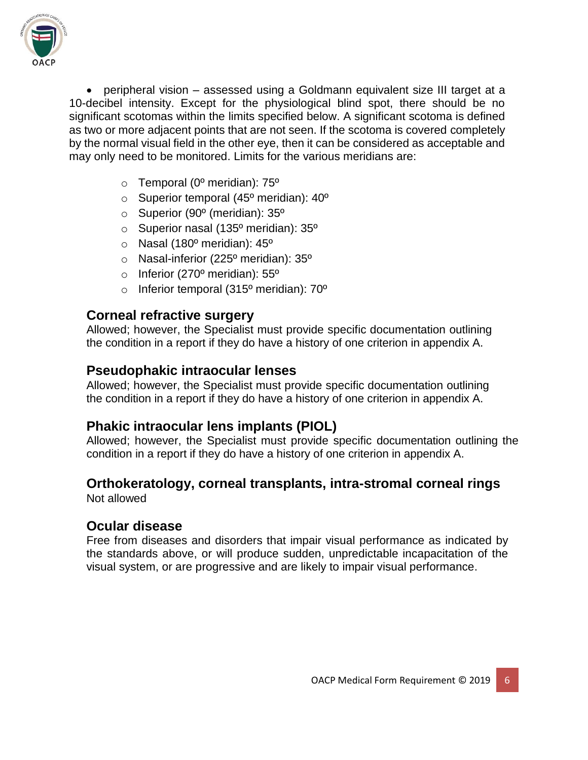- peripheral vision – assessed using a Goldmann equivalent size III target at a 10-decibel intensity. Except for the physiological blind spot, there should be no significant scotomas within the limits specified below. A significant scotoma is defined as two or more adjacent points that are not seen. If the scotoma is covered completely by the normal visual field in the other eye, then it can be considered as acceptable and may only need to be monitored. Limits for the various meridians are:
    - Temporal (0º meridian): 75º
    - Superior temporal (45º meridian): 40º
    - Superior (90º (meridian): 35º
    - Superior nasal (135º meridian): 35º
    - Nasal (180º meridian): 45º
    - Nasal-inferior (225º meridian): 35º
    - Inferior (270º meridian): 55º
    - Inferior temporal (315º meridian): 70º

### Corneal refractive surgery

Allowed; however, the Specialist must provide specific documentation outlining the condition in a report if they do have a history of one criterion in appendix A.

### Pseudophakic intraocular lenses

Allowed; however, the Specialist must provide specific documentation outlining the condition in a report if they do have a history of one criterion in appendix A.

### Phakic intraocular lens implants (PIOL)

Allowed; however, the Specialist must provide specific documentation outlining the condition in a report if they do have a history of one criterion in appendix A.

### Orthokeratology, corneal transplants, intra-stromal corneal rings

Not allowed

### Ocular disease

Free from diseases and disorders that impair visual performance as indicated by the standards above, or will produce sudden, unpredictable incapacitation of the visual system, or are progressive and are likely to impair visual performance.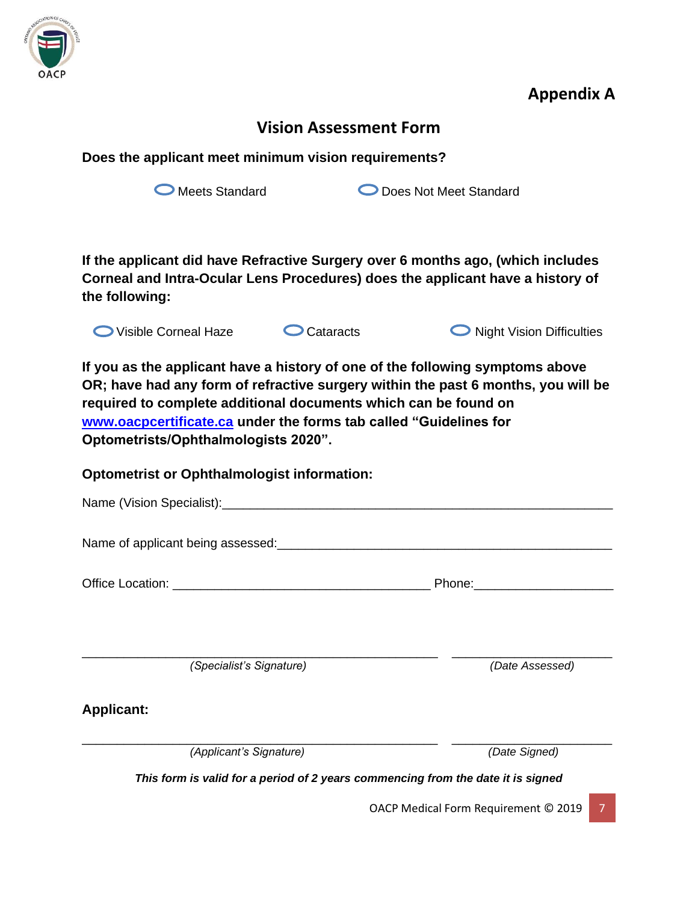## Appendix A

# Vision Assessment Form

**Does the applicant meet minimum vision requirements?**

○ Meets Standard ○ Does Not Meet Standard

**If the applicant did have Refractive Surgery over 6 months ago, (which includes Corneal and Intra-Ocular Lens Procedures) does the applicant have a history of the following:**

○ Visible Corneal Haze ○ Cataracts ○ Night Vision Difficulties

**If you as the applicant have a history of one of the following symptoms above OR; have had any form of refractive surgery within the past 6 months, you will be required to complete additional documents which can be found on [www.oacpcertificate.ca](http://www.oacpcertificate.ca) under the forms tab called "Guidelines for Optometrists/Ophthalmologists 2020".**

**Optometrist or Ophthalmologist information:**

Name (Vision Specialist):______________________________________________________

Name of applicant being assessed:_______________________________________________

Office Location: ____________________________________ Phone:__________________

______________________________________________ ______________________

*(Specialist's Signature)* *(Date Assessed)*

**Applicant:**

______________________________________________ ______________________

*(Applicant's Signature)* *(Date Signed)*

***This form is valid for a period of 2 years commencing from the date it is signed***

OACP Medical Form Requirement © 2019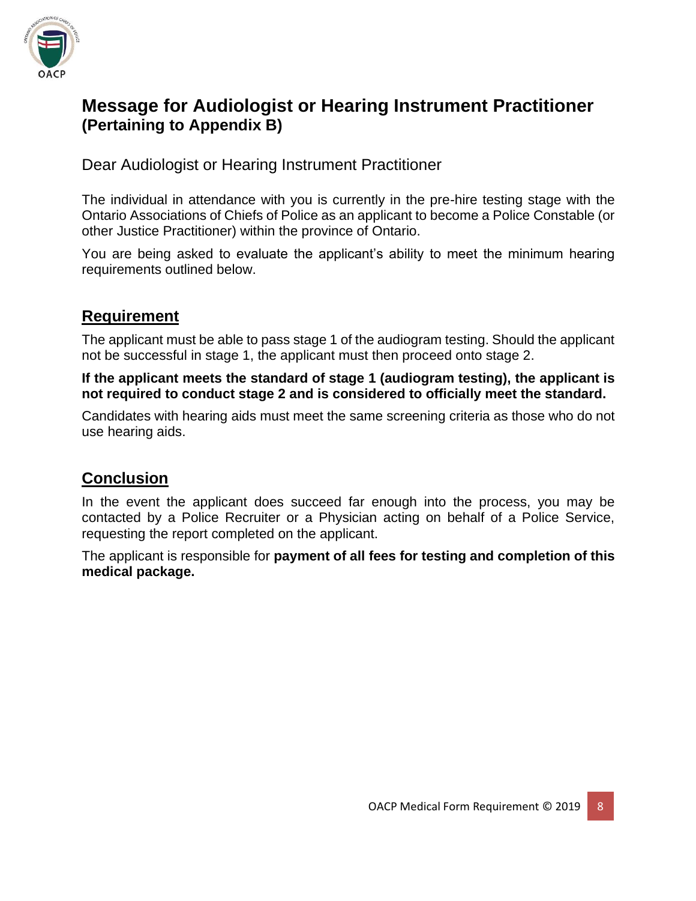# Message for Audiologist or Hearing Instrument Practitioner
## (Pertaining to Appendix B)

Dear Audiologist or Hearing Instrument Practitioner

The individual in attendance with you is currently in the pre-hire testing stage with the Ontario Associations of Chiefs of Police as an applicant to become a Police Constable (or other Justice Practitioner) within the province of Ontario.

You are being asked to evaluate the applicant's ability to meet the minimum hearing requirements outlined below.

## Requirement

The applicant must be able to pass stage 1 of the audiogram testing. Should the applicant not be successful in stage 1, the applicant must then proceed onto stage 2.

**If the applicant meets the standard of stage 1 (audiogram testing), the applicant is not required to conduct stage 2 and is considered to officially meet the standard.**

Candidates with hearing aids must meet the same screening criteria as those who do not use hearing aids.

## Conclusion

In the event the applicant does succeed far enough into the process, you may be contacted by a Police Recruiter or a Physician acting on behalf of a Police Service, requesting the report completed on the applicant.

The applicant is responsible for **payment of all fees for testing and completion of this medical package.**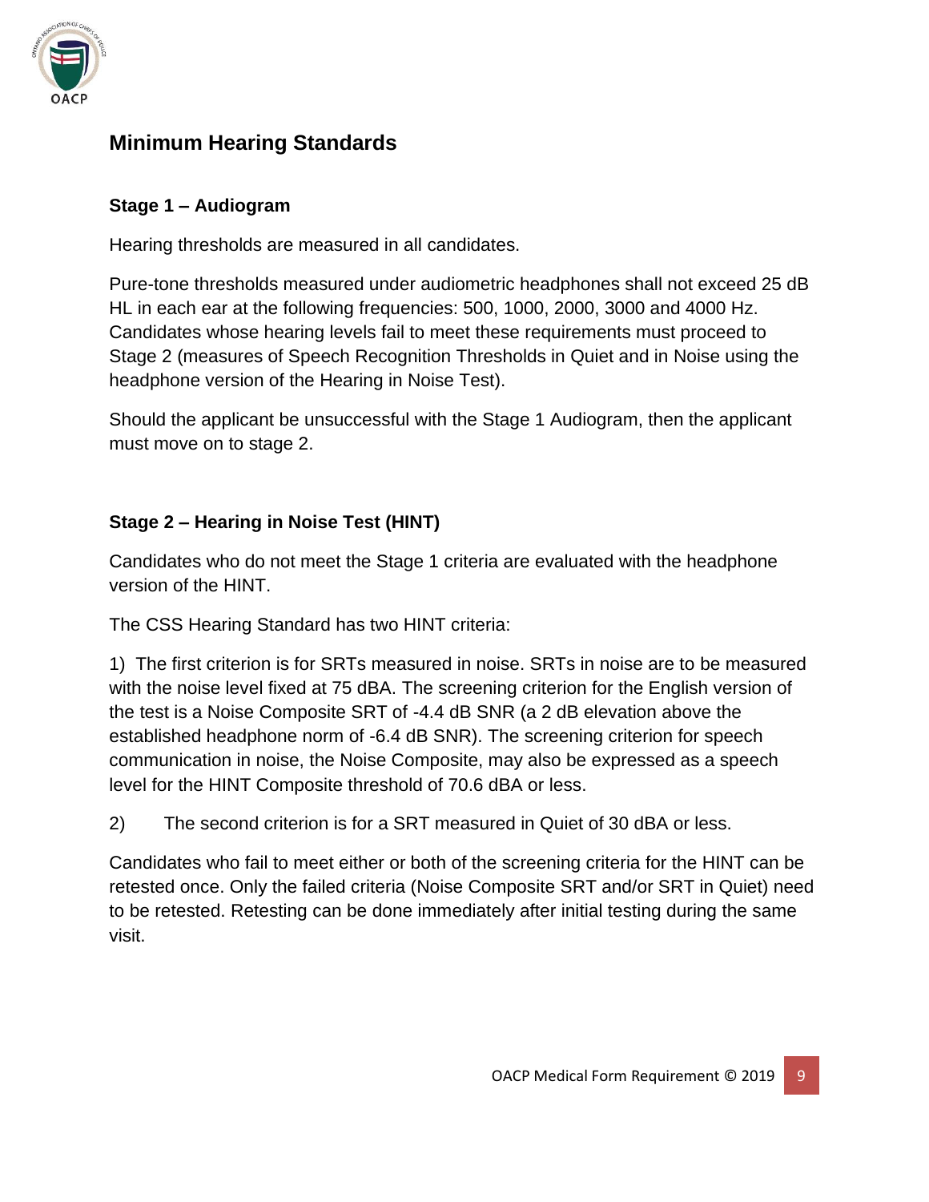## Minimum Hearing Standards

### Stage 1 – Audiogram

Hearing thresholds are measured in all candidates.

Pure-tone thresholds measured under audiometric headphones shall not exceed 25 dB HL in each ear at the following frequencies: 500, 1000, 2000, 3000 and 4000 Hz. Candidates whose hearing levels fail to meet these requirements must proceed to Stage 2 (measures of Speech Recognition Thresholds in Quiet and in Noise using the headphone version of the Hearing in Noise Test).

Should the applicant be unsuccessful with the Stage 1 Audiogram, then the applicant must move on to stage 2.

### Stage 2 – Hearing in Noise Test (HINT)

Candidates who do not meet the Stage 1 criteria are evaluated with the headphone version of the HINT.

The CSS Hearing Standard has two HINT criteria:

1) The first criterion is for SRTs measured in noise. SRTs in noise are to be measured with the noise level fixed at 75 dBA. The screening criterion for the English version of the test is a Noise Composite SRT of -4.4 dB SNR (a 2 dB elevation above the established headphone norm of -6.4 dB SNR). The screening criterion for speech communication in noise, the Noise Composite, may also be expressed as a speech level for the HINT Composite threshold of 70.6 dBA or less.

2) The second criterion is for a SRT measured in Quiet of 30 dBA or less.

Candidates who fail to meet either or both of the screening criteria for the HINT can be retested once. Only the failed criteria (Noise Composite SRT and/or SRT in Quiet) need to be retested. Retesting can be done immediately after initial testing during the same visit.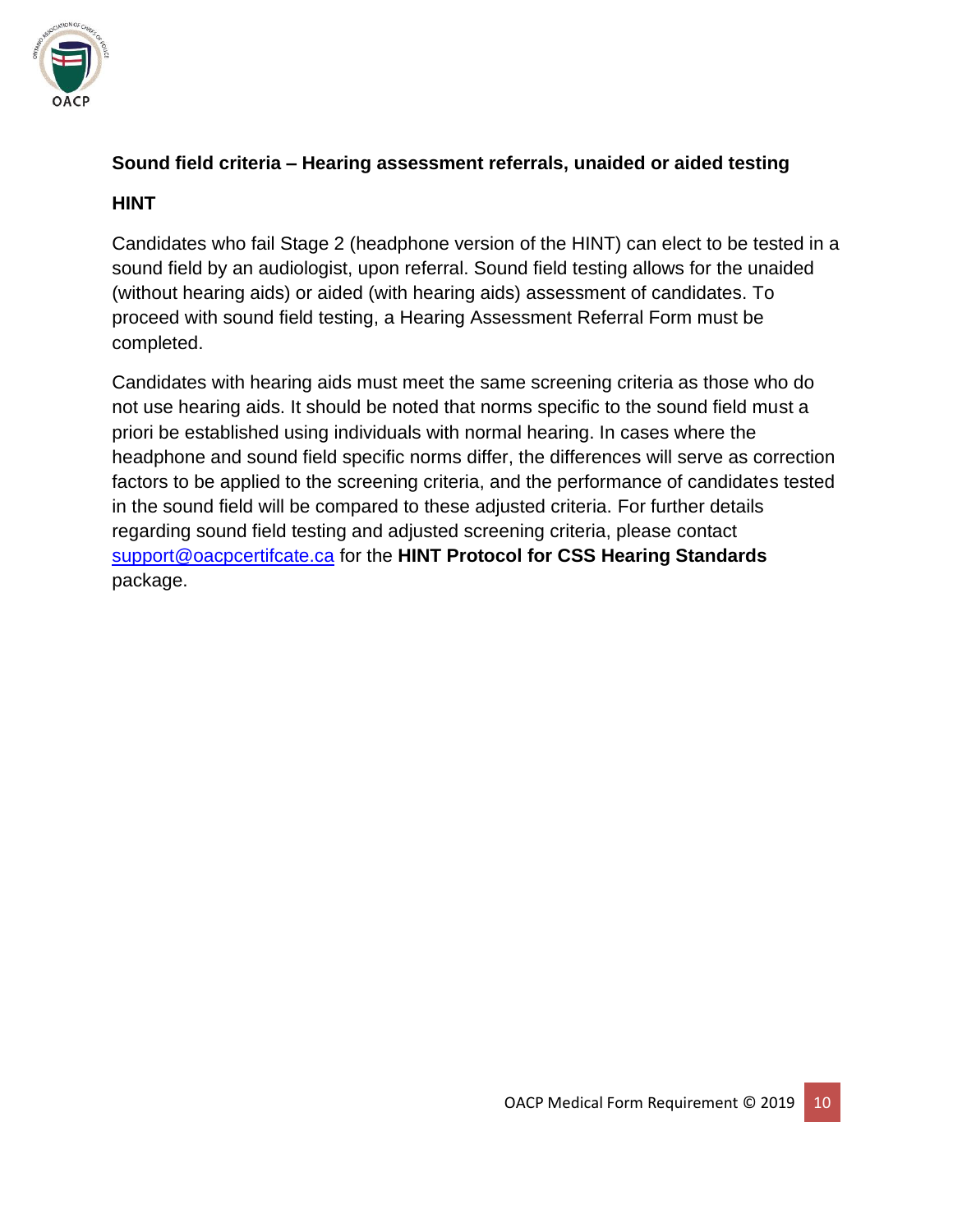## Sound field criteria – Hearing assessment referrals, unaided or aided testing

### HINT

Candidates who fail Stage 2 (headphone version of the HINT) can elect to be tested in a sound field by an audiologist, upon referral. Sound field testing allows for the unaided (without hearing aids) or aided (with hearing aids) assessment of candidates. To proceed with sound field testing, a Hearing Assessment Referral Form must be completed.

Candidates with hearing aids must meet the same screening criteria as those who do not use hearing aids. It should be noted that norms specific to the sound field must a priori be established using individuals with normal hearing. In cases where the headphone and sound field specific norms differ, the differences will serve as correction factors to be applied to the screening criteria, and the performance of candidates tested in the sound field will be compared to these adjusted criteria. For further details regarding sound field testing and adjusted screening criteria, please contact support@oacpcertifcate.ca for the **HINT Protocol for CSS Hearing Standards** package.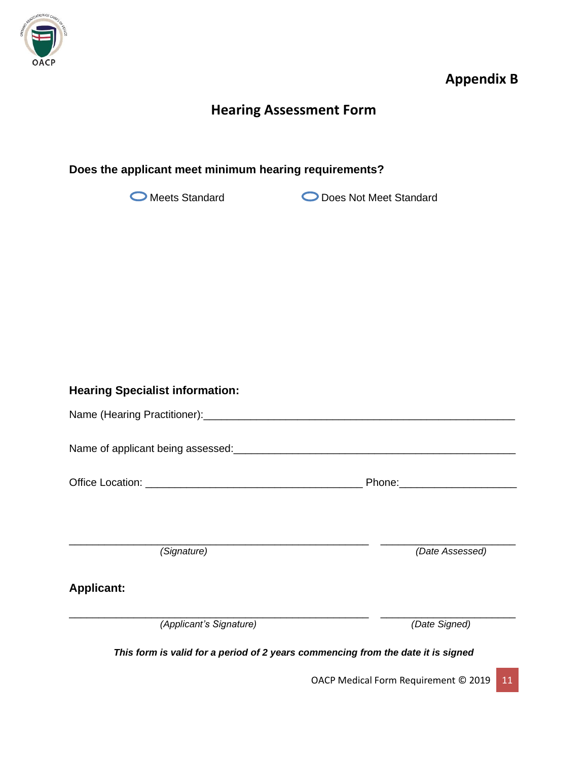# Appendix B

## Hearing Assessment Form

**Does the applicant meet minimum hearing requirements?**

○ Meets Standard ○ Does Not Meet Standard

**Hearing Specialist information:**

Name (Hearing Practitioner):_______________________________________________

Name of applicant being assessed:__________________________________________

Office Location: _________________________________ Phone:_________________

_____________________________________________ ____________________
*(Signature)* *(Date Assessed)*

**Applicant:**

_____________________________________________ ____________________
*(Applicant's Signature)* *(Date Signed)*

***This form is valid for a period of 2 years commencing from the date it is signed***

OACP Medical Form Requirement © 2019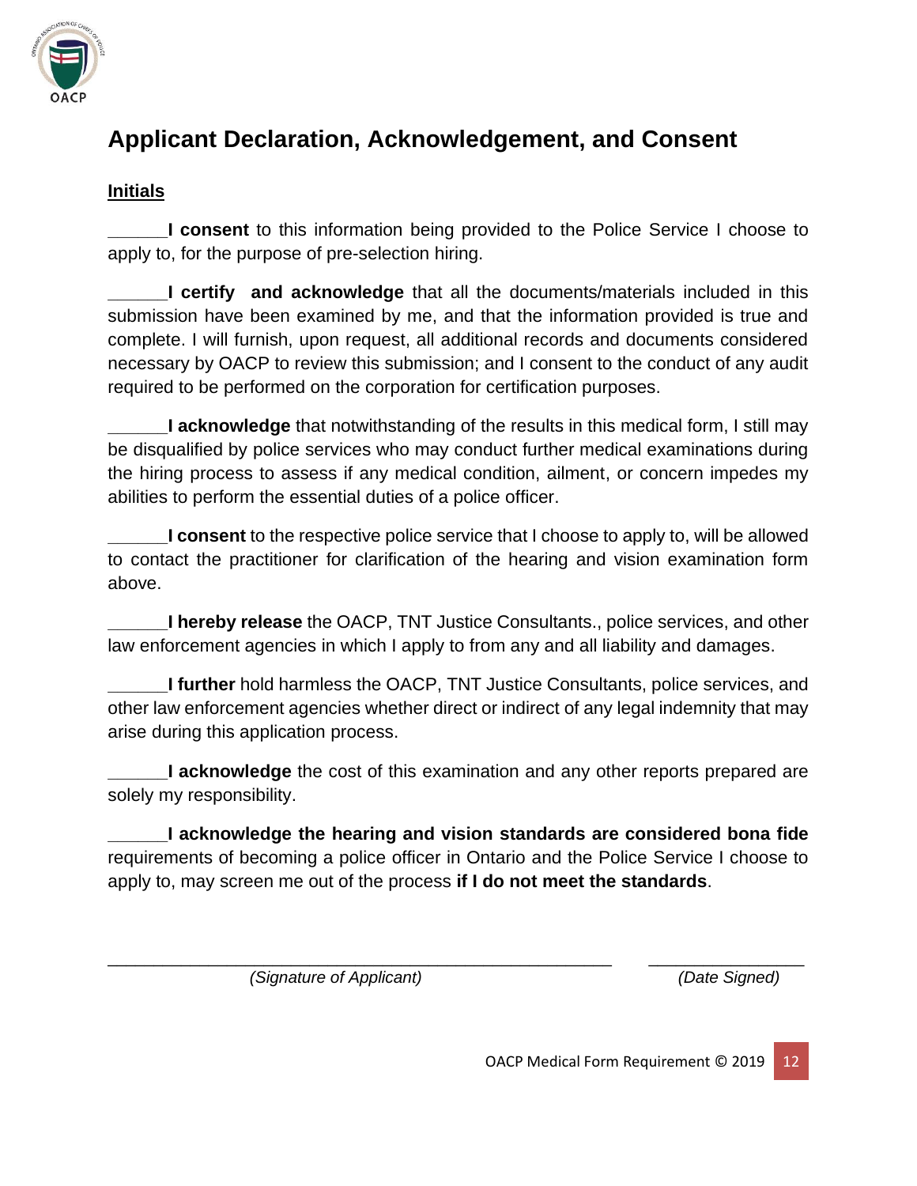## Applicant Declaration, Acknowledgement, and Consent

**Initials**

______**I consent** to this information being provided to the Police Service I choose to apply to, for the purpose of pre-selection hiring.

______**I certify and acknowledge** that all the documents/materials included in this submission have been examined by me, and that the information provided is true and complete. I will furnish, upon request, all additional records and documents considered necessary by OACP to review this submission; and I consent to the conduct of any audit required to be performed on the corporation for certification purposes.

______**I acknowledge** that notwithstanding of the results in this medical form, I still may be disqualified by police services who may conduct further medical examinations during the hiring process to assess if any medical condition, ailment, or concern impedes my abilities to perform the essential duties of a police officer.

______**I consent** to the respective police service that I choose to apply to, will be allowed to contact the practitioner for clarification of the hearing and vision examination form above.

______**I hereby release** the OACP, TNT Justice Consultants., police services, and other law enforcement agencies in which I apply to from any and all liability and damages.

______**I further** hold harmless the OACP, TNT Justice Consultants, police services, and other law enforcement agencies whether direct or indirect of any legal indemnity that may arise during this application process.

______**I acknowledge** the cost of this examination and any other reports prepared are solely my responsibility.

______**I acknowledge the hearing and vision standards are considered bona fide** requirements of becoming a police officer in Ontario and the Police Service I choose to apply to, may screen me out of the process **if I do not meet the standards**.

_____________________________________________ _______________

*(Signature of Applicant)* *(Date Signed)*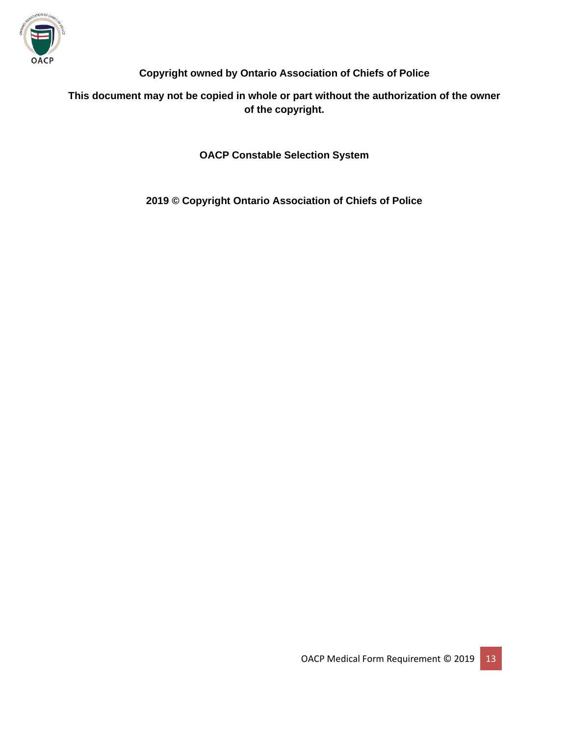**Copyright owned by Ontario Association of Chiefs of Police**

**This document may not be copied in whole or part without the authorization of the owner of the copyright.**

**OACP Constable Selection System**

**2019 © Copyright Ontario Association of Chiefs of Police**